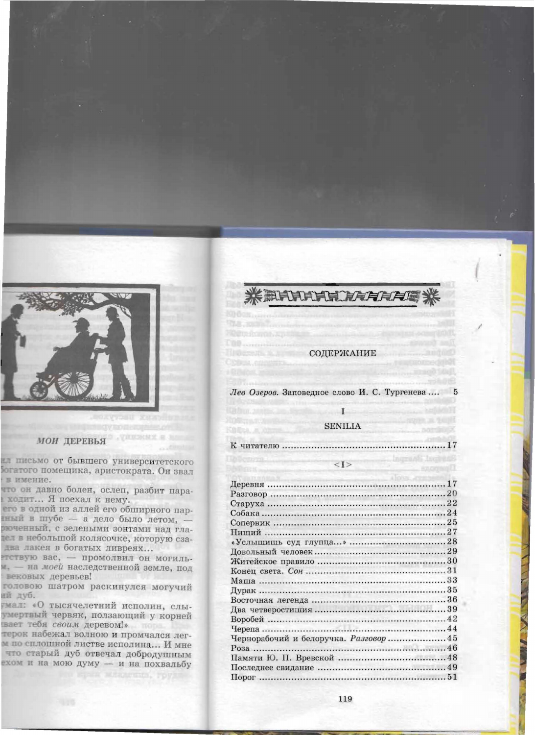## СОДЕРЖАНИЕ

*Лев Озеров.* Заповедное слово И. С. Тургенева .... 5

### I

### SENILIA

К читателю ........................................................ 17

#### <I>

Деревня ............................................................ 17
Разговор ........................................................... 20
Старуха ............................................................ 22
Собака .............................................................. 24
Соперник .......................................................... 25
Нищий .............................................................. 27
«Услышишь суд глупца...» ................................. 28
Довольный человек ........................................... 29
Житейское правило .......................................... 30
Конец света. *Сон* ............................................. 31
Маша ................................................................ 33
Дурак ................................................................ 35
Восточная легенда ............................................ 36
Два четверостишия .......................................... 39
Воробей ............................................................ 42
Черепа .............................................................. 44
Чернорабочий и белоручка. *Разговор* ............... 45
Роза .................................................................. 46
Памяти Ю. П. Вревской .................................... 48
Последнее свидание ......................................... 49
Порог ................................................................ 51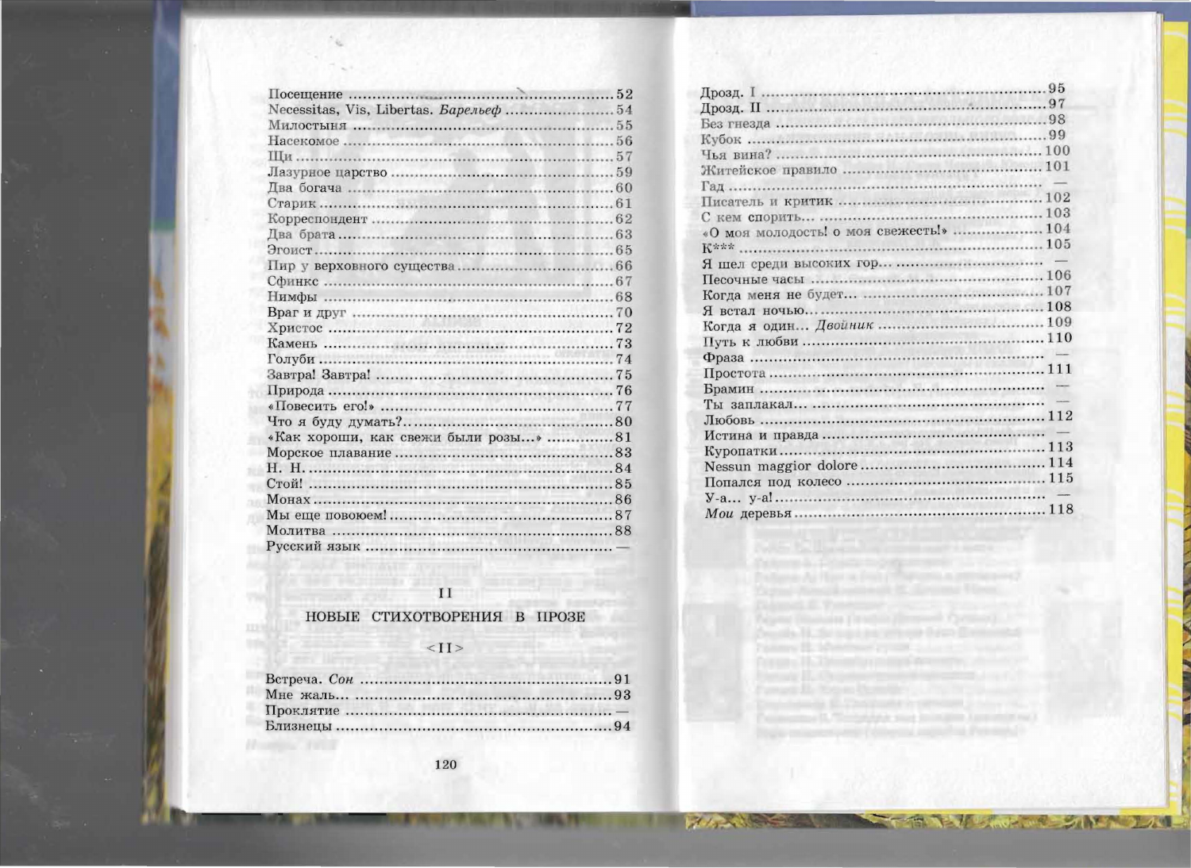Посещение ........................................................ 52
Necessitas, Vis, Libertas. *Барельеф* ........................ 54
Милостыня ........................................................ 55
Насекомое ........................................................ 56
Щи ........................................................................ 57
Лазурное царство ............................................... 59
Два богача ......................................................... 60
Старик ................................................................ 61
Корреспондент .................................................... 62
Два брата ........................................................... 63
Эгоист ................................................................ 65
Пир у верховного существа ................................... 66
Сфинкс ............................................................... 67
Нимфы ............................................................... 68
Враг и друг ......................................................... 70
Христос .............................................................. 72
Камень ............................................................... 73
Голуби ............................................................... 74
Завтра! Завтра! ................................................... 75
Природа .............................................................. 76
«Повесить его!» .................................................. 77
Что я буду думать? .............................................. 80
«Как хороши, как свежи были розы...» ................. 81
Морское плавание ................................................ 83
Н. Н. ................................................................... 84
Стой! ................................................................. 85
Монах ................................................................. 86
Мы еще повоюем! ................................................ 87
Молитва ............................................................. 88
Русский язык ....................................................... —

## II

## НОВЫЕ СТИХОТВОРЕНИЯ В ПРОЗЕ

<II>

Встреча. *Сон* ..................................................... 91
Мне жаль... ......................................................... 93
Проклятие ........................................................... —
Близнецы ............................................................ 94
Дрозд. I .............................................................. 95
Дрозд. II ............................................................. 97
Без гнезда ........................................................... 98
Кубок ................................................................. 99
Чья вина? ........................................................... 100
Житейское правило ............................................ 101
Гад ..................................................................... —
Писатель и критик .............................................. 102
С кем спорить... ................................................. 103
«О моя молодость! о моя свежесть!» ................... 104
K*** .................................................................. 105
Я шел среди высоких гор... ................................. —
Песочные часы ................................................... 106
Когда меня не будет... ........................................ 107
Я встал ночью... ................................................. 108
Когда я один... *Двойник* .................................... 109
Путь к любви ...................................................... 110
Фраза ................................................................. —
Простота ............................................................ 111
Брамин ............................................................... —
Ты заплакал... .................................................... —
Любовь .............................................................. 112
Истина и правда .................................................. —
Куропатки .......................................................... 113
Nessun maggior dolore ........................................ 114
Попался под колесо ............................................ 115
У-а... у-а! ........................................................... —
*Мои* деревья ..................................................... 118